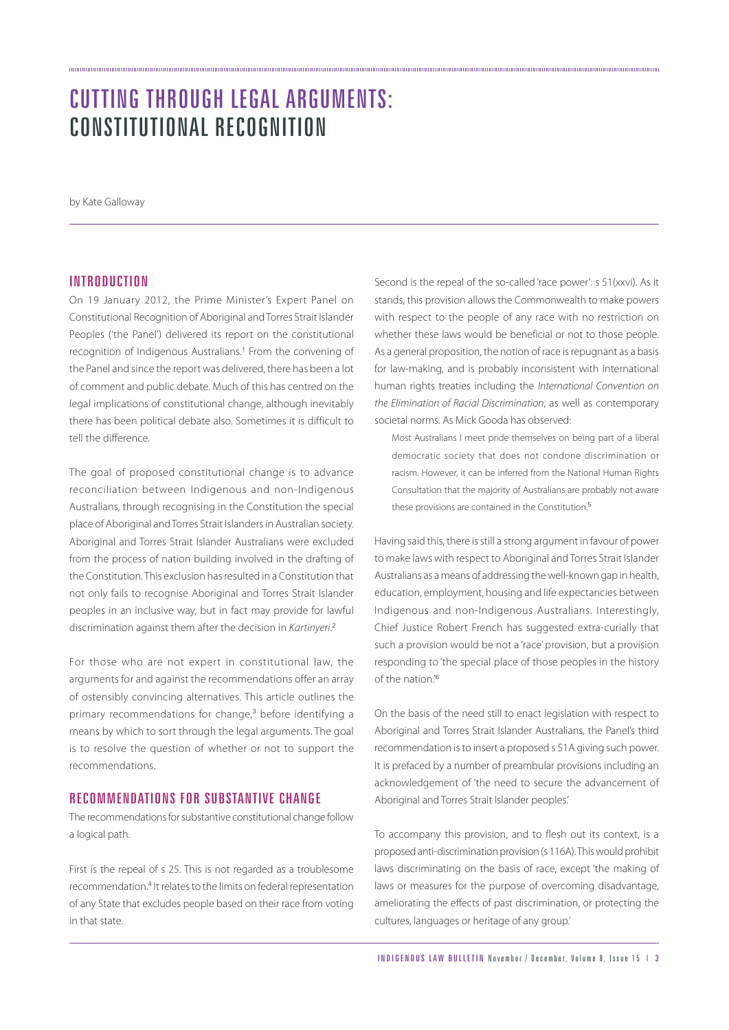# CUTTING THROUGH LEGAL ARGUMENTS: CONSTITUTIONAL RECOGNITION

by Kate Galloway

## INTRODUCTION

On 19 January 2012, the Prime Minister's Expert Panel on Constitutional Recognition of Aboriginal and Torres Strait Islander Peoples ('the Panel') delivered its report on the constitutional recognition of Indigenous Australians.[1] From the convening of the Panel and since the report was delivered, there has been a lot of comment and public debate. Much of this has centred on the legal implications of constitutional change, although inevitably there has been political debate also. Sometimes it is difficult to tell the difference.

The goal of proposed constitutional change is to advance reconciliation between Indigenous and non-Indigenous Australians, through recognising in the Constitution the special place of Aboriginal and Torres Strait Islanders in Australian society. Aboriginal and Torres Strait Islander Australians were excluded from the process of nation building involved in the drafting of the Constitution. This exclusion has resulted in a Constitution that not only fails to recognise Aboriginal and Torres Strait Islander peoples in an inclusive way, but in fact may provide for lawful discrimination against them after the decision in *Kartinyeri*.[2]

For those who are not expert in constitutional law, the arguments for and against the recommendations offer an array of ostensibly convincing alternatives. This article outlines the primary recommendations for change,[3] before identifying a means by which to sort through the legal arguments. The goal is to resolve the question of whether or not to support the recommendations.

## RECOMMENDATIONS FOR SUBSTANTIVE CHANGE

The recommendations for substantive constitutional change follow a logical path.

First is the repeal of s 25. This is not regarded as a troublesome recommendation.[4] It relates to the limits on federal representation of any State that excludes people based on their race from voting in that state.

Second is the repeal of the so-called 'race power': s 51(xxvi). As it stands, this provision allows the Commonwealth to make powers with respect to the people of any race with no restriction on whether these laws would be beneficial or not to those people. As a general proposition, the notion of race is repugnant as a basis for law-making, and is probably inconsistent with international human rights treaties including the *International Convention on the Elimination of Racial Discrimination*, as well as contemporary societal norms. As Mick Gooda has observed:

> Most Australians I meet pride themselves on being part of a liberal democratic society that does not condone discrimination or racism. However, it can be inferred from the National Human Rights Consultation that the majority of Australians are probably not aware these provisions are contained in the Constitution.[5]

Having said this, there is still a strong argument in favour of power to make laws with respect to Aboriginal and Torres Strait Islander Australians as a means of addressing the well-known gap in health, education, employment, housing and life expectancies between Indigenous and non-Indigenous Australians. Interestingly, Chief Justice Robert French has suggested extra-curially that such a provision would be not a 'race' provision, but a provision responding to 'the special place of those peoples in the history of the nation.'[6]

On the basis of the need still to enact legislation with respect to Aboriginal and Torres Strait Islander Australians, the Panel's third recommendation is to insert a proposed s 51A giving such power. It is prefaced by a number of preambular provisions including an acknowledgement of 'the need to secure the advancement of Aboriginal and Torres Strait Islander peoples.'

To accompany this provision, and to flesh out its context, is a proposed anti-discrimination provision (s 116A). This would prohibit laws discriminating on the basis of race, except 'the making of laws or measures for the purpose of overcoming disadvantage, ameliorating the effects of past discrimination, or protecting the cultures, languages or heritage of any group.'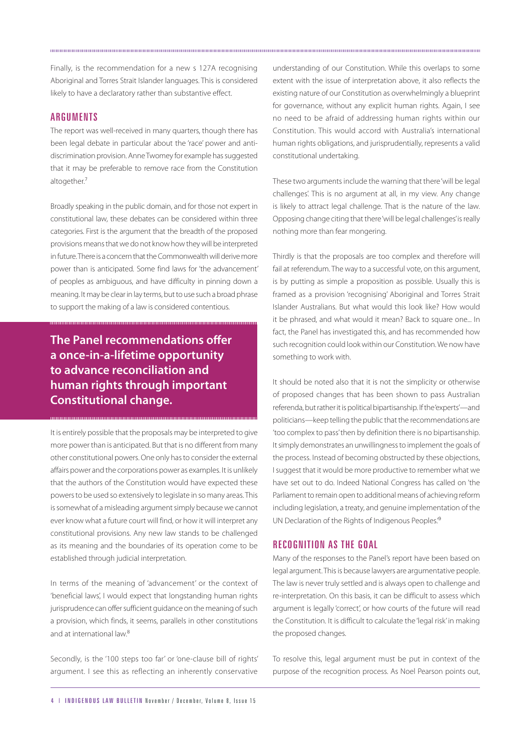Finally, is the recommendation for a new s 127A recognising Aboriginal and Torres Strait Islander languages. This is considered likely to have a declaratory rather than substantive effect.

## ARGUMENTS

The report was well-received in many quarters, though there has been legal debate in particular about the 'race' power and anti-discrimination provision. Anne Twomey for example has suggested that it may be preferable to remove race from the Constitution altogether.[7]

Broadly speaking in the public domain, and for those not expert in constitutional law, these debates can be considered within three categories. First is the argument that the breadth of the proposed provisions means that we do not know how they will be interpreted in future. There is a concern that the Commonwealth will derive more power than is anticipated. Some find laws for 'the advancement' of peoples as ambiguous, and have difficulty in pinning down a meaning. It may be clear in lay terms, but to use such a broad phrase to support the making of a law is considered contentious.

**The Panel recommendations offer a once-in-a-lifetime opportunity to advance reconciliation and human rights through important Constitutional change.**

It is entirely possible that the proposals may be interpreted to give more power than is anticipated. But that is no different from many other constitutional powers. One only has to consider the external affairs power and the corporations power as examples. It is unlikely that the authors of the Constitution would have expected these powers to be used so extensively to legislate in so many areas. This is somewhat of a misleading argument simply because we cannot ever know what a future court will find, or how it will interpret any constitutional provisions. Any new law stands to be challenged as its meaning and the boundaries of its operation come to be established through judicial interpretation.

In terms of the meaning of 'advancement' or the context of 'beneficial laws', I would expect that longstanding human rights jurisprudence can offer sufficient guidance on the meaning of such a provision, which finds, it seems, parallels in other constitutions and at international law.[8]

Secondly, is the '100 steps too far' or 'one-clause bill of rights' argument. I see this as reflecting an inherently conservative understanding of our Constitution. While this overlaps to some extent with the issue of interpretation above, it also reflects the existing nature of our Constitution as overwhelmingly a blueprint for governance, without any explicit human rights. Again, I see no need to be afraid of addressing human rights within our Constitution. This would accord with Australia's international human rights obligations, and jurisprudentially, represents a valid constitutional undertaking.

These two arguments include the warning that there 'will be legal challenges'. This is no argument at all, in my view. Any change is likely to attract legal challenge. That is the nature of the law. Opposing change citing that there 'will be legal challenges' is really nothing more than fear mongering.

Thirdly is that the proposals are too complex and therefore will fail at referendum. The way to a successful vote, on this argument, is by putting as simple a proposition as possible. Usually this is framed as a provision 'recognising' Aboriginal and Torres Strait Islander Australians. But what would this look like? How would it be phrased, and what would it mean? Back to square one... In fact, the Panel has investigated this, and has recommended how such recognition could look within our Constitution. We now have something to work with.

It should be noted also that it is not the simplicity or otherwise of proposed changes that has been shown to pass Australian referenda, but rather it is political bipartisanship. If the 'experts'—and politicians—keep telling the public that the recommendations are 'too complex to pass' then by definition there is no bipartisanship. It simply demonstrates an unwillingness to implement the goals of the process. Instead of becoming obstructed by these objections, I suggest that it would be more productive to remember what we have set out to do. Indeed National Congress has called on 'the Parliament to remain open to additional means of achieving reform including legislation, a treaty, and genuine implementation of the UN Declaration of the Rights of Indigenous Peoples.'[9]

## RECOGNITION AS THE GOAL

Many of the responses to the Panel's report have been based on legal argument. This is because lawyers are argumentative people. The law is never truly settled and is always open to challenge and re-interpretation. On this basis, it can be difficult to assess which argument is legally 'correct', or how courts of the future will read the Constitution. It is difficult to calculate the 'legal risk' in making the proposed changes.

To resolve this, legal argument must be put in context of the purpose of the recognition process. As Noel Pearson points out,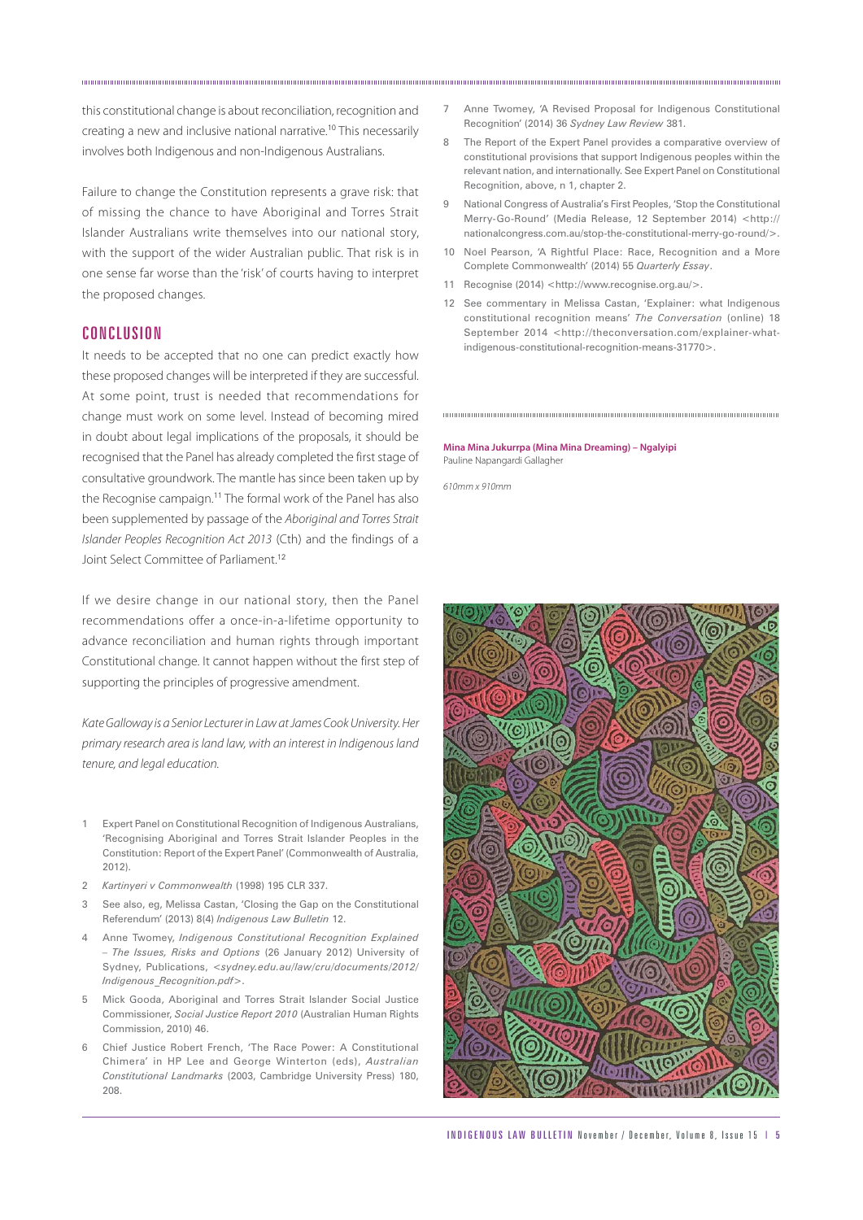this constitutional change is about reconciliation, recognition and creating a new and inclusive national narrative.[10] This necessarily involves both Indigenous and non-Indigenous Australians.

Failure to change the Constitution represents a grave risk: that of missing the chance to have Aboriginal and Torres Strait Islander Australians write themselves into our national story, with the support of the wider Australian public. That risk is in one sense far worse than the 'risk' of courts having to interpret the proposed changes.

## CONCLUSION

It needs to be accepted that no one can predict exactly how these proposed changes will be interpreted if they are successful. At some point, trust is needed that recommendations for change must work on some level. Instead of becoming mired in doubt about legal implications of the proposals, it should be recognised that the Panel has already completed the first stage of consultative groundwork. The mantle has since been taken up by the Recognise campaign.[11] The formal work of the Panel has also been supplemented by passage of the *Aboriginal and Torres Strait Islander Peoples Recognition Act 2013* (Cth) and the findings of a Joint Select Committee of Parliament.[12]

If we desire change in our national story, then the Panel recommendations offer a once-in-a-lifetime opportunity to advance reconciliation and human rights through important Constitutional change. It cannot happen without the first step of supporting the principles of progressive amendment.

*Kate Galloway is a Senior Lecturer in Law at James Cook University. Her primary research area is land law, with an interest in Indigenous land tenure, and legal education.*

1 Expert Panel on Constitutional Recognition of Indigenous Australians, 'Recognising Aboriginal and Torres Strait Islander Peoples in the Constitution: Report of the Expert Panel' (Commonwealth of Australia, 2012).

2 *Kartinyeri v Commonwealth* (1998) 195 CLR 337.

3 See also, eg, Melissa Castan, 'Closing the Gap on the Constitutional Referendum' (2013) 8(4) *Indigenous Law Bulletin* 12.

4 Anne Twomey, *Indigenous Constitutional Recognition Explained – The Issues, Risks and Options* (26 January 2012) University of Sydney, Publications, <*sydney.edu.au/law/cru/documents/2012/Indigenous_Recognition.pdf*>.

5 Mick Gooda, Aboriginal and Torres Strait Islander Social Justice Commissioner, *Social Justice Report 2010* (Australian Human Rights Commission, 2010) 46.

6 Chief Justice Robert French, 'The Race Power: A Constitutional Chimera' in HP Lee and George Winterton (eds), *Australian Constitutional Landmarks* (2003, Cambridge University Press) 180, 208.

7 Anne Twomey, 'A Revised Proposal for Indigenous Constitutional Recognition' (2014) 36 *Sydney Law Review* 381.

8 The Report of the Expert Panel provides a comparative overview of constitutional provisions that support Indigenous peoples within the relevant nation, and internationally. See Expert Panel on Constitutional Recognition, above, n 1, chapter 2.

9 National Congress of Australia's First Peoples, 'Stop the Constitutional Merry-Go-Round' (Media Release, 12 September 2014) <http://nationalcongress.com.au/stop-the-constitutional-merry-go-round/>.

10 Noel Pearson, 'A Rightful Place: Race, Recognition and a More Complete Commonwealth' (2014) 55 *Quarterly Essay*.

11 Recognise (2014) <http://www.recognise.org.au/>.

12 See commentary in Melissa Castan, 'Explainer: what Indigenous constitutional recognition means' *The Conversation* (online) 18 September 2014 <http://theconversation.com/explainer-what-indigenous-constitutional-recognition-means-31770>.

**Mina Mina Jukurrpa (Mina Mina Dreaming) – Ngalyipi**
Pauline Napangardi Gallagher

*610mm x 910mm*